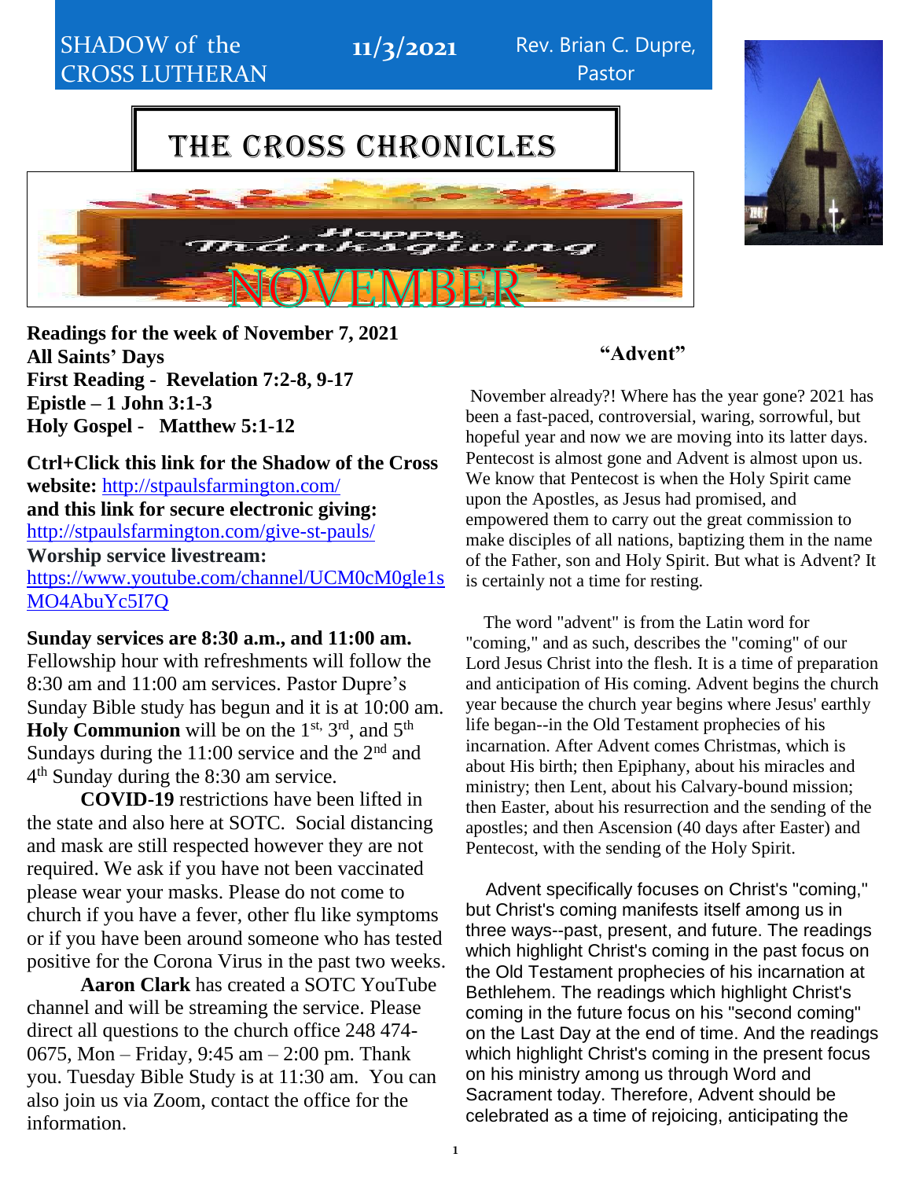SHADOW of the CROSS LUTHERAN | **11/3/2021** | Rev. Brian C. Dupre, Pastor

# THE CROSS CHRONICLES

Happy Thanksgiving

NOVEMBER

**Readings for the week of November 7, 2021**
**All Saints' Days**
**First Reading - Revelation 7:2-8, 9-17**
**Epistle – 1 John 3:1-3**
**Holy Gospel - Matthew 5:1-12**

**Ctrl+Click this link for the Shadow of the Cross website:** http://stpaulsfarmington.com/
**and this link for secure electronic giving:** http://stpaulsfarmington.com/give-st-pauls/
**Worship service livestream:** https://www.youtube.com/channel/UCM0cM0gle1sMO4AbuYc5I7Q

**Sunday services are 8:30 a.m., and 11:00 am.** Fellowship hour with refreshments will follow the 8:30 am and 11:00 am services. Pastor Dupre's Sunday Bible study has begun and it is at 10:00 am. **Holy Communion** will be on the 1st, 3rd, and 5th Sundays during the 11:00 service and the 2nd and 4th Sunday during the 8:30 am service.

**COVID-19** restrictions have been lifted in the state and also here at SOTC. Social distancing and mask are still respected however they are not required. We ask if you have not been vaccinated please wear your masks. Please do not come to church if you have a fever, other flu like symptoms or if you have been around someone who has tested positive for the Corona Virus in the past two weeks.

**Aaron Clark** has created a SOTC YouTube channel and will be streaming the service. Please direct all questions to the church office 248 474-0675, Mon – Friday, 9:45 am – 2:00 pm. Thank you. Tuesday Bible Study is at 11:30 am. You can also join us via Zoom, contact the office for the information.

## "Advent"

November already?! Where has the year gone? 2021 has been a fast-paced, controversial, waring, sorrowful, but hopeful year and now we are moving into its latter days. Pentecost is almost gone and Advent is almost upon us. We know that Pentecost is when the Holy Spirit came upon the Apostles, as Jesus had promised, and empowered them to carry out the great commission to make disciples of all nations, baptizing them in the name of the Father, son and Holy Spirit. But what is Advent? It is certainly not a time for resting.

The word "advent" is from the Latin word for "coming," and as such, describes the "coming" of our Lord Jesus Christ into the flesh. It is a time of preparation and anticipation of His coming. Advent begins the church year because the church year begins where Jesus' earthly life began--in the Old Testament prophecies of his incarnation. After Advent comes Christmas, which is about His birth; then Epiphany, about his miracles and ministry; then Lent, about his Calvary-bound mission; then Easter, about his resurrection and the sending of the apostles; and then Ascension (40 days after Easter) and Pentecost, with the sending of the Holy Spirit.

Advent specifically focuses on Christ's "coming," but Christ's coming manifests itself among us in three ways--past, present, and future. The readings which highlight Christ's coming in the past focus on the Old Testament prophecies of his incarnation at Bethlehem. The readings which highlight Christ's coming in the future focus on his "second coming" on the Last Day at the end of time. And the readings which highlight Christ's coming in the present focus on his ministry among us through Word and Sacrament today. Therefore, Advent should be celebrated as a time of rejoicing, anticipating the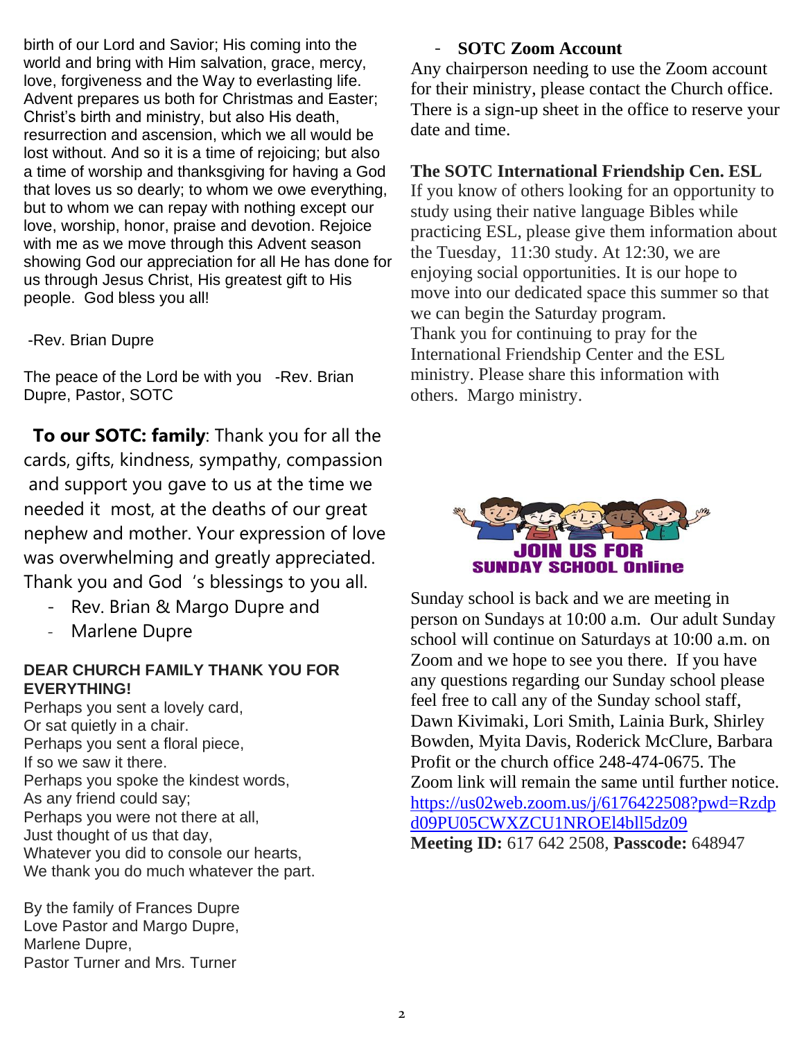birth of our Lord and Savior; His coming into the world and bring with Him salvation, grace, mercy, love, forgiveness and the Way to everlasting life. Advent prepares us both for Christmas and Easter; Christ's birth and ministry, but also His death, resurrection and ascension, which we all would be lost without. And so it is a time of rejoicing; but also a time of worship and thanksgiving for having a God that loves us so dearly; to whom we owe everything, but to whom we can repay with nothing except our love, worship, honor, praise and devotion. Rejoice with me as we move through this Advent season showing God our appreciation for all He has done for us through Jesus Christ, His greatest gift to His people. God bless you all!

-Rev. Brian Dupre

The peace of the Lord be with you -Rev. Brian Dupre, Pastor, SOTC

**To our SOTC: family**: Thank you for all the cards, gifts, kindness, sympathy, compassion and support you gave to us at the time we needed it most, at the deaths of our great nephew and mother. Your expression of love was overwhelming and greatly appreciated. Thank you and God 's blessings to you all.

- Rev. Brian & Margo Dupre and
- Marlene Dupre

**DEAR CHURCH FAMILY THANK YOU FOR EVERYTHING!**

Perhaps you sent a lovely card,
Or sat quietly in a chair.
Perhaps you sent a floral piece,
If so we saw it there.
Perhaps you spoke the kindest words,
As any friend could say;
Perhaps you were not there at all,
Just thought of us that day,
Whatever you did to console our hearts,
We thank you do much whatever the part.

By the family of Frances Dupre
Love Pastor and Margo Dupre,
Marlene Dupre,
Pastor Turner and Mrs. Turner

- **SOTC Zoom Account**

Any chairperson needing to use the Zoom account for their ministry, please contact the Church office. There is a sign-up sheet in the office to reserve your date and time.

**The SOTC International Friendship Cen. ESL**

If you know of others looking for an opportunity to study using their native language Bibles while practicing ESL, please give them information about the Tuesday, 11:30 study. At 12:30, we are enjoying social opportunities. It is our hope to move into our dedicated space this summer so that we can begin the Saturday program.
Thank you for continuing to pray for the International Friendship Center and the ESL ministry. Please share this information with others. Margo ministry.

**JOIN US FOR SUNDAY SCHOOL Online**

Sunday school is back and we are meeting in person on Sundays at 10:00 a.m. Our adult Sunday school will continue on Saturdays at 10:00 a.m. on Zoom and we hope to see you there. If you have any questions regarding our Sunday school please feel free to call any of the Sunday school staff, Dawn Kivimaki, Lori Smith, Lainia Burk, Shirley Bowden, Myita Davis, Roderick McClure, Barbara Profit or the church office 248-474-0675. The Zoom link will remain the same until further notice. https://us02web.zoom.us/j/6176422508?pwd=Rzdpd09PU05CWXZCU1NROEl4bll5dz09
**Meeting ID:** 617 642 2508, **Passcode:** 648947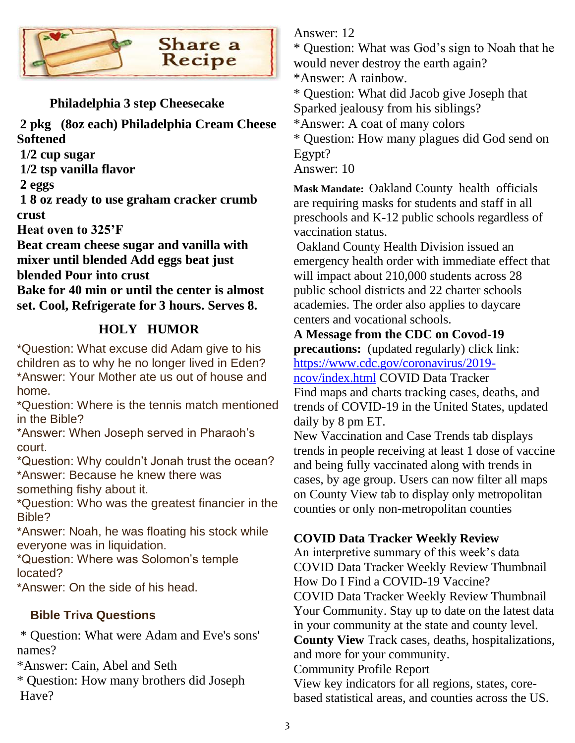## Share a Recipe

### Philadelphia 3 step Cheesecake

**2 pkg (8oz each) Philadelphia Cream Cheese Softened**
**1/2 cup sugar**
**1/2 tsp vanilla flavor**
**2 eggs**
**1 8 oz ready to use graham cracker crumb crust**
**Heat oven to 325'F**
**Beat cream cheese sugar and vanilla with mixer until blended Add eggs beat just blended Pour into crust**
**Bake for 40 min or until the center is almost set. Cool, Refrigerate for 3 hours. Serves 8.**

### HOLY HUMOR

*Question: What excuse did Adam give to his children as to why he no longer lived in Eden?
*Answer: Your Mother ate us out of house and home.
*Question: Where is the tennis match mentioned in the Bible?
*Answer: When Joseph served in Pharaoh's court.
*Question: Why couldn't Jonah trust the ocean?
*Answer: Because he knew there was something fishy about it.
*Question: Who was the greatest financier in the Bible?
*Answer: Noah, he was floating his stock while everyone was in liquidation.
*Question: Where was Solomon's temple located?
*Answer: On the side of his head.

### Bible Triva Questions

* Question: What were Adam and Eve's sons' names?
*Answer: Cain, Abel and Seth
* Question: How many brothers did Joseph Have?
Answer: 12
* Question: What was God's sign to Noah that he would never destroy the earth again?
*Answer: A rainbow.
* Question: What did Jacob give Joseph that Sparked jealousy from his siblings?
*Answer: A coat of many colors
* Question: How many plagues did God send on Egypt?
Answer: 10

**Mask Mandate:** Oakland County health officials are requiring masks for students and staff in all preschools and K-12 public schools regardless of vaccination status.

Oakland County Health Division issued an emergency health order with immediate effect that will impact about 210,000 students across 28 public school districts and 22 charter schools academies. The order also applies to daycare centers and vocational schools.

**A Message from the CDC on Covod-19 precautions:** (updated regularly) click link: https://www.cdc.gov/coronavirus/2019-ncov/index.html COVID Data Tracker
Find maps and charts tracking cases, deaths, and trends of COVID-19 in the United States, updated daily by 8 pm ET.
New Vaccination and Case Trends tab displays trends in people receiving at least 1 dose of vaccine and being fully vaccinated along with trends in cases, by age group. Users can now filter all maps on County View tab to display only metropolitan counties or only non-metropolitan counties

**COVID Data Tracker Weekly Review**
An interpretive summary of this week's data
COVID Data Tracker Weekly Review Thumbnail
How Do I Find a COVID-19 Vaccine?
COVID Data Tracker Weekly Review Thumbnail
Your Community. Stay up to date on the latest data in your community at the state and county level.
**County View** Track cases, deaths, hospitalizations, and more for your community.
Community Profile Report
View key indicators for all regions, states, core-based statistical areas, and counties across the US.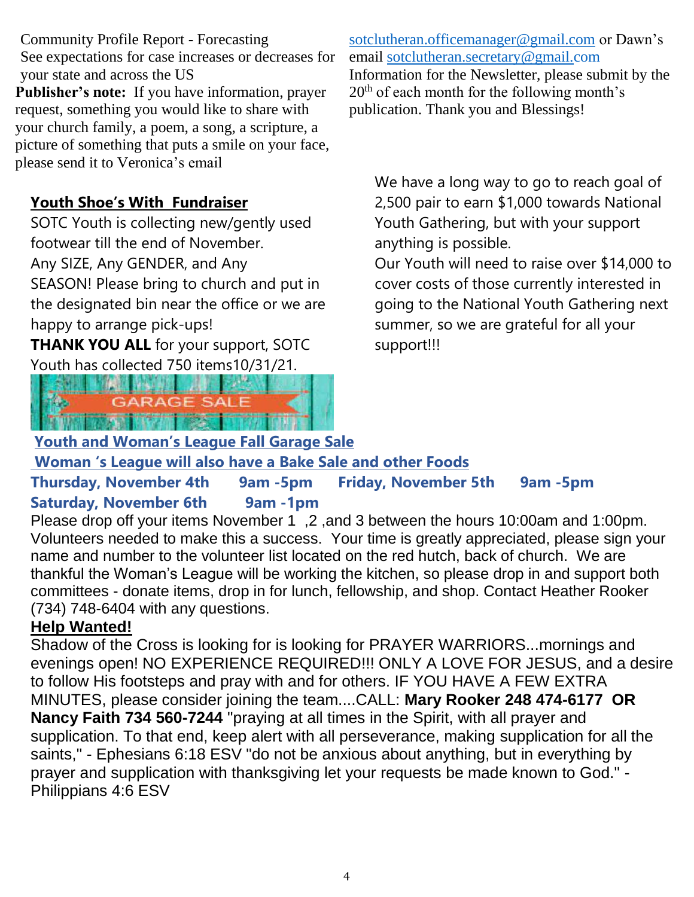Community Profile Report - Forecasting
See expectations for case increases or decreases for your state and across the US

**Publisher's note:** If you have information, prayer request, something you would like to share with your church family, a poem, a song, a scripture, a picture of something that puts a smile on your face, please send it to Veronica's email sotclutheran.officemanager@gmail.com or Dawn's email sotclutheran.secretary@gmail.com Information for the Newsletter, please submit by the 20th of each month for the following month's publication. Thank you and Blessings!

## Youth Shoe's With  Fundraiser

SOTC Youth is collecting new/gently used footwear till the end of November.
Any SIZE, Any GENDER, and Any SEASON! Please bring to church and put in the designated bin near the office or we are happy to arrange pick-ups!
**THANK YOU ALL** for your support, SOTC Youth has collected 750 items10/31/21.

We have a long way to go to reach goal of 2,500 pair to earn $1,000 towards National Youth Gathering, but with your support anything is possible.
Our Youth will need to raise over $14,000 to cover costs of those currently interested in going to the National Youth Gathering next summer, so we are grateful for all your support!!!

GARAGE SALE

## Youth and Woman's League Fall Garage Sale

**Woman 's League will also have a Bake Sale and other Foods**

**Thursday, November 4th 9am -5pm Friday, November 5th 9am -5pm**
**Saturday, November 6th 9am -1pm**

Please drop off your items November 1 ,2 ,and 3 between the hours 10:00am and 1:00pm. Volunteers needed to make this a success. Your time is greatly appreciated, please sign your name and number to the volunteer list located on the red hutch, back of church. We are thankful the Woman's League will be working the kitchen, so please drop in and support both committees - donate items, drop in for lunch, fellowship, and shop. Contact Heather Rooker (734) 748-6404 with any questions.

## Help Wanted!

Shadow of the Cross is looking for is looking for PRAYER WARRIORS...mornings and evenings open! NO EXPERIENCE REQUIRED!!! ONLY A LOVE FOR JESUS, and a desire to follow His footsteps and pray with and for others. IF YOU HAVE A FEW EXTRA MINUTES, please consider joining the team....CALL: **Mary Rooker 248 474-6177 OR Nancy Faith 734 560-7244** "praying at all times in the Spirit, with all prayer and supplication. To that end, keep alert with all perseverance, making supplication for all the saints," - Ephesians 6:18 ESV "do not be anxious about anything, but in everything by prayer and supplication with thanksgiving let your requests be made known to God." - Philippians 4:6 ESV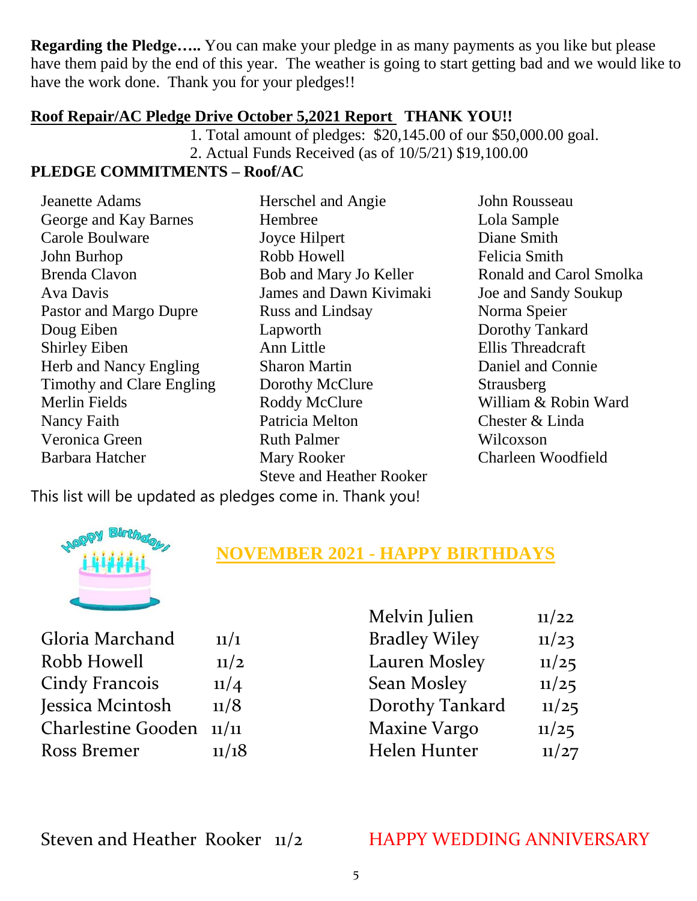**Regarding the Pledge…..** You can make your pledge in as many payments as you like but please have them paid by the end of this year. The weather is going to start getting bad and we would like to have the work done. Thank you for your pledges!!

**Roof Repair/AC Pledge Drive October 5,2021 Report THANK YOU!!**

1. Total amount of pledges: $20,145.00 of our $50,000.00 goal.
2. Actual Funds Received (as of 10/5/21) $19,100.00

**PLEDGE COMMITMENTS – Roof/AC**

Jeanette Adams
George and Kay Barnes
Carole Boulware
John Burhop
Brenda Clavon
Ava Davis
Pastor and Margo Dupre
Doug Eiben
Shirley Eiben
Herb and Nancy Engling
Timothy and Clare Engling
Merlin Fields
Nancy Faith
Veronica Green
Barbara Hatcher
Herschel and Angie Hembree
Joyce Hilpert
Robb Howell
Bob and Mary Jo Keller
James and Dawn Kivimaki
Russ and Lindsay Lapworth
Ann Little
Sharon Martin
Dorothy McClure
Roddy McClure
Patricia Melton
Ruth Palmer
Mary Rooker
Steve and Heather Rooker
John Rousseau
Lola Sample
Diane Smith
Felicia Smith
Ronald and Carol Smolka
Joe and Sandy Soukup
Norma Speier
Dorothy Tankard
Ellis Threadcraft
Daniel and Connie Strausberg
William & Robin Ward
Chester & Linda Wilcoxson
Charleen Woodfield

This list will be updated as pledges come in. Thank you!

## NOVEMBER 2021 - HAPPY BIRTHDAYS

| | |
|---|---|
| Gloria Marchand | 11/1 |
| Robb Howell | 11/2 |
| Cindy Francois | 11/4 |
| Jessica Mcintosh | 11/8 |
| Charlestine Gooden | 11/11 |
| Ross Bremer | 11/18 |
| Melvin Julien | 11/22 |
| Bradley Wiley | 11/23 |
| Lauren Mosley | 11/25 |
| Sean Mosley | 11/25 |
| Dorothy Tankard | 11/25 |
| Maxine Vargo | 11/25 |
| Helen Hunter | 11/27 |

HAPPY WEDDING ANNIVERSARY

Steven and Heather Rooker 11/2